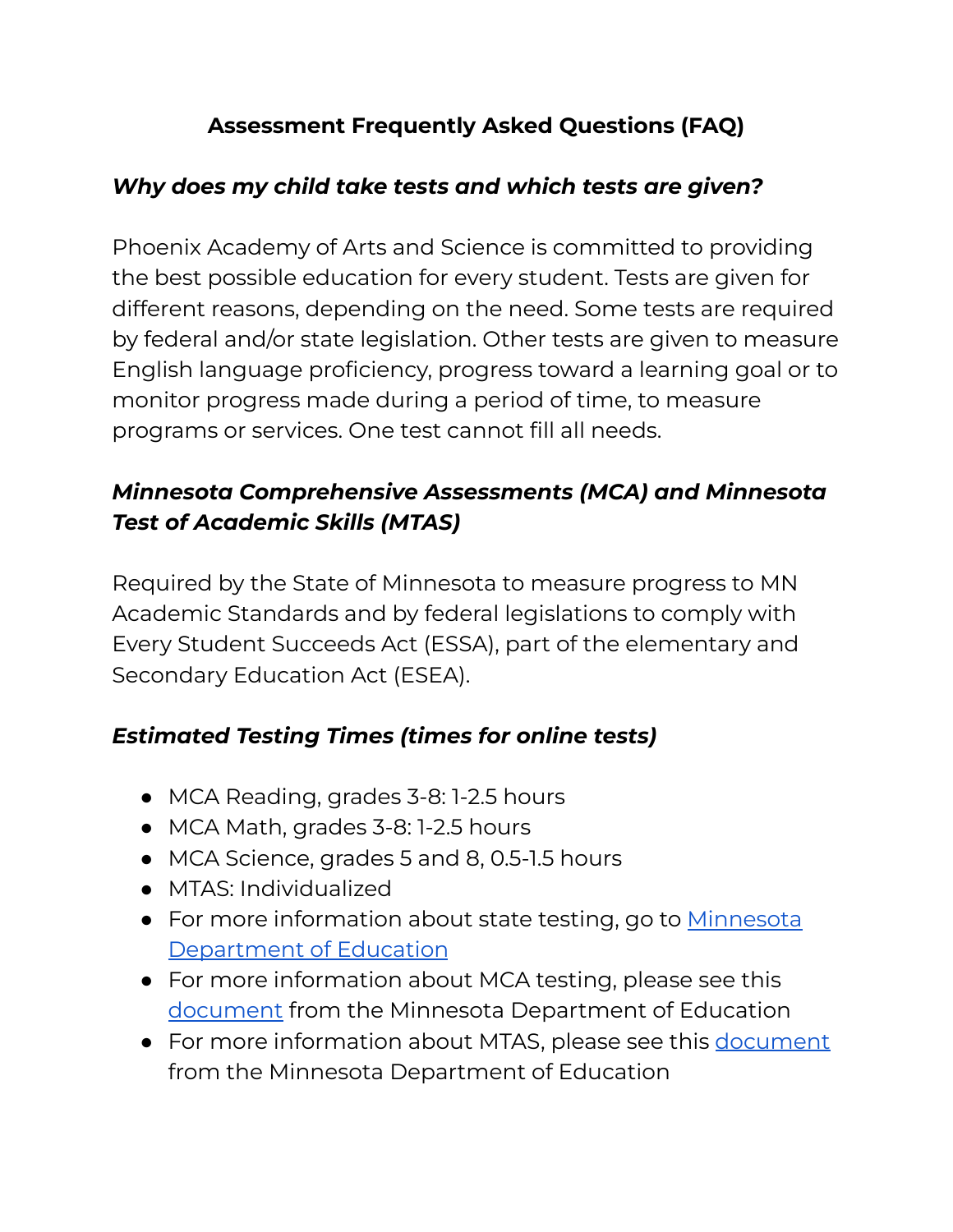# Assessment Frequently Asked Questions (FAQ)

### *Why does my child take tests and which tests are given?*

Phoenix Academy of Arts and Science is committed to providing the best possible education for every student. Tests are given for different reasons, depending on the need. Some tests are required by federal and/or state legislation. Other tests are given to measure English language proficiency, progress toward a learning goal or to monitor progress made during a period of time, to measure programs or services. One test cannot fill all needs.

### *Minnesota Comprehensive Assessments (MCA) and Minnesota Test of Academic Skills (MTAS)*

Required by the State of Minnesota to measure progress to MN Academic Standards and by federal legislations to comply with Every Student Succeeds Act (ESSA), part of the elementary and Secondary Education Act (ESEA).

### *Estimated Testing Times (times for online tests)*

- MCA Reading, grades 3-8: 1-2.5 hours
- MCA Math, grades 3-8: 1-2.5 hours
- MCA Science, grades 5 and 8, 0.5-1.5 hours
- MTAS: Individualized
- For more information about state testing, go to Minnesota Department of Education
- For more information about MCA testing, please see this document from the Minnesota Department of Education
- For more information about MTAS, please see this document from the Minnesota Department of Education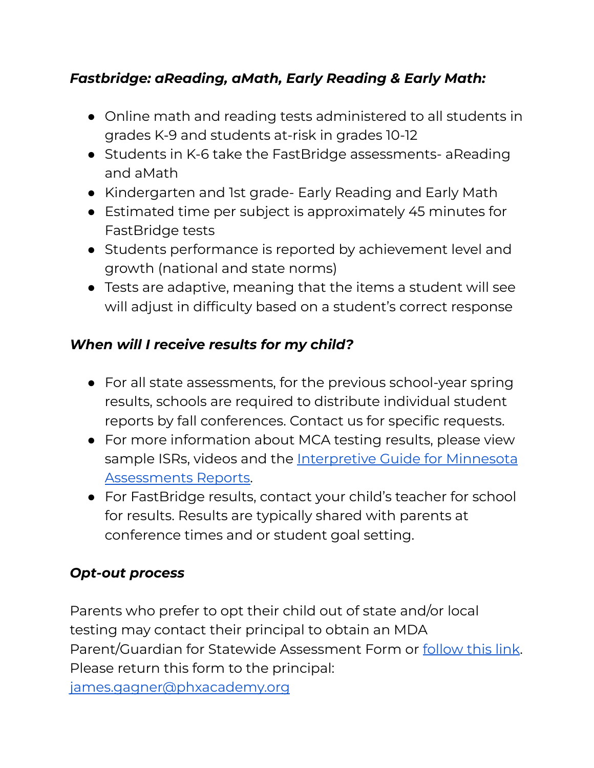***Fastbridge: aReading, aMath, Early Reading & Early Math:***

- Online math and reading tests administered to all students in grades K-9 and students at-risk in grades 10-12
- Students in K-6 take the FastBridge assessments- aReading and aMath
- Kindergarten and 1st grade- Early Reading and Early Math
- Estimated time per subject is approximately 45 minutes for FastBridge tests
- Students performance is reported by achievement level and growth (national and state norms)
- Tests are adaptive, meaning that the items a student will see will adjust in difficulty based on a student's correct response

***When will I receive results for my child?***

- For all state assessments, for the previous school-year spring results, schools are required to distribute individual student reports by fall conferences. Contact us for specific requests.
- For more information about MCA testing results, please view sample ISRs, videos and the Interpretive Guide for Minnesota Assessments Reports.
- For FastBridge results, contact your child's teacher for school for results. Results are typically shared with parents at conference times and or student goal setting.

***Opt-out process***

Parents who prefer to opt their child out of state and/or local testing may contact their principal to obtain an MDA Parent/Guardian for Statewide Assessment Form or follow this link. Please return this form to the principal: james.gagner@phxacademy.org